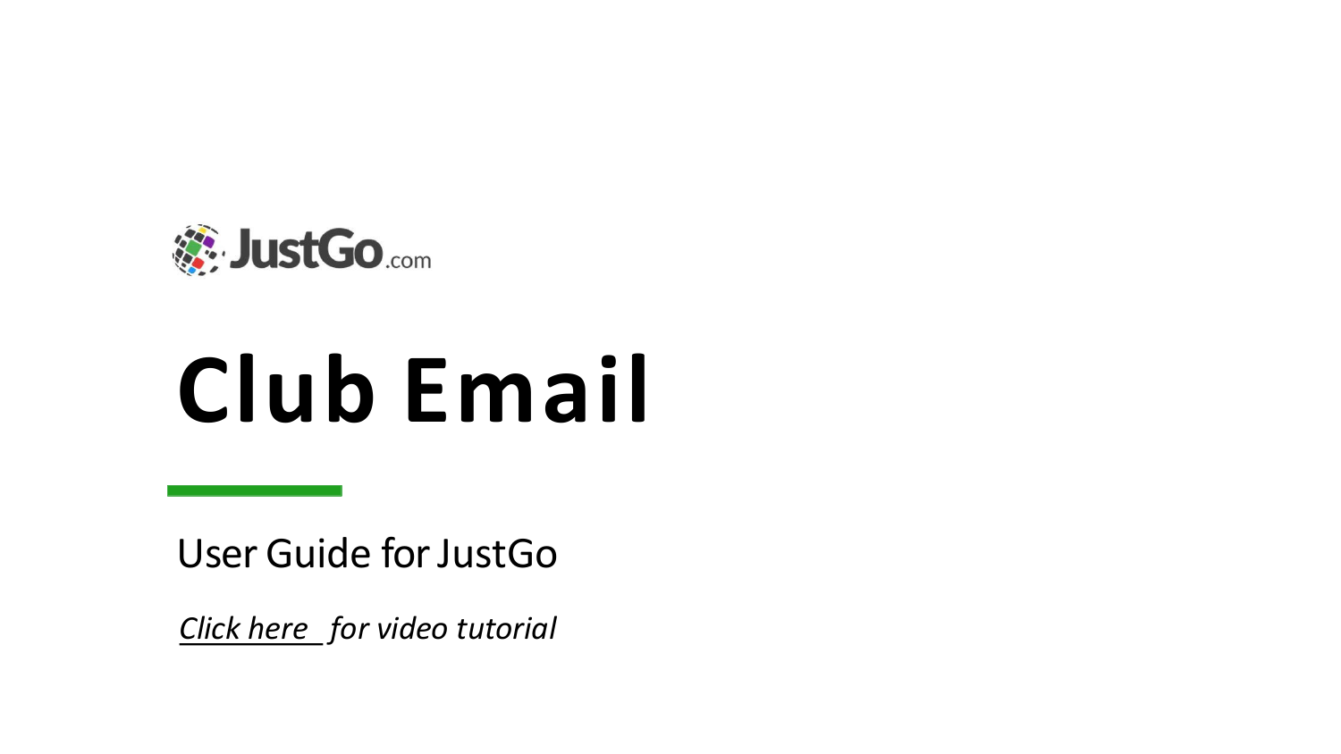JustGo.com

# Club Email

User Guide for JustGo

*Click here for video tutorial*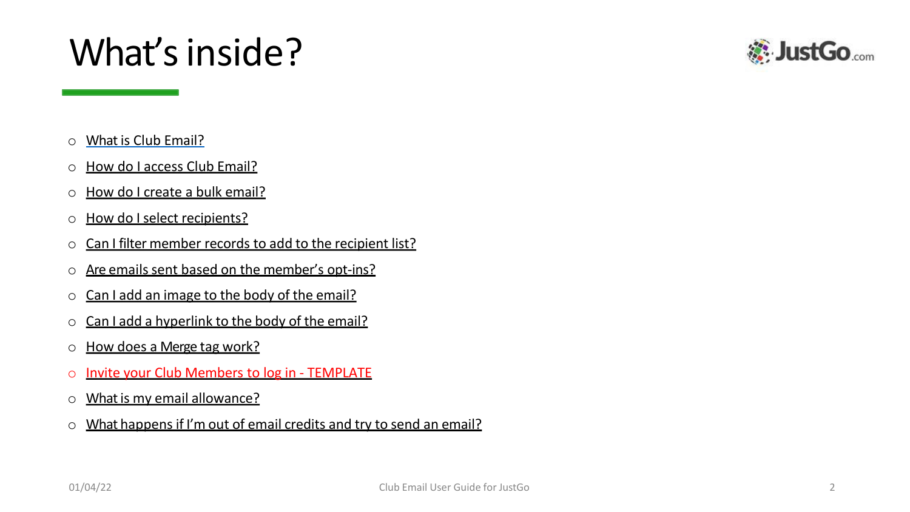# What's inside?

- What is Club Email?
- How do I access Club Email?
- How do I create a bulk email?
- How do I select recipients?
- Can I filter member records to add to the recipient list?
- Are emails sent based on the member's opt-ins?
- Can I add an image to the body of the email?
- Can I add a hyperlink to the body of the email?
- How does a Merge tag work?
- Invite your Club Members to log in - TEMPLATE
- What is my email allowance?
- What happens if I'm out of email credits and try to send an email?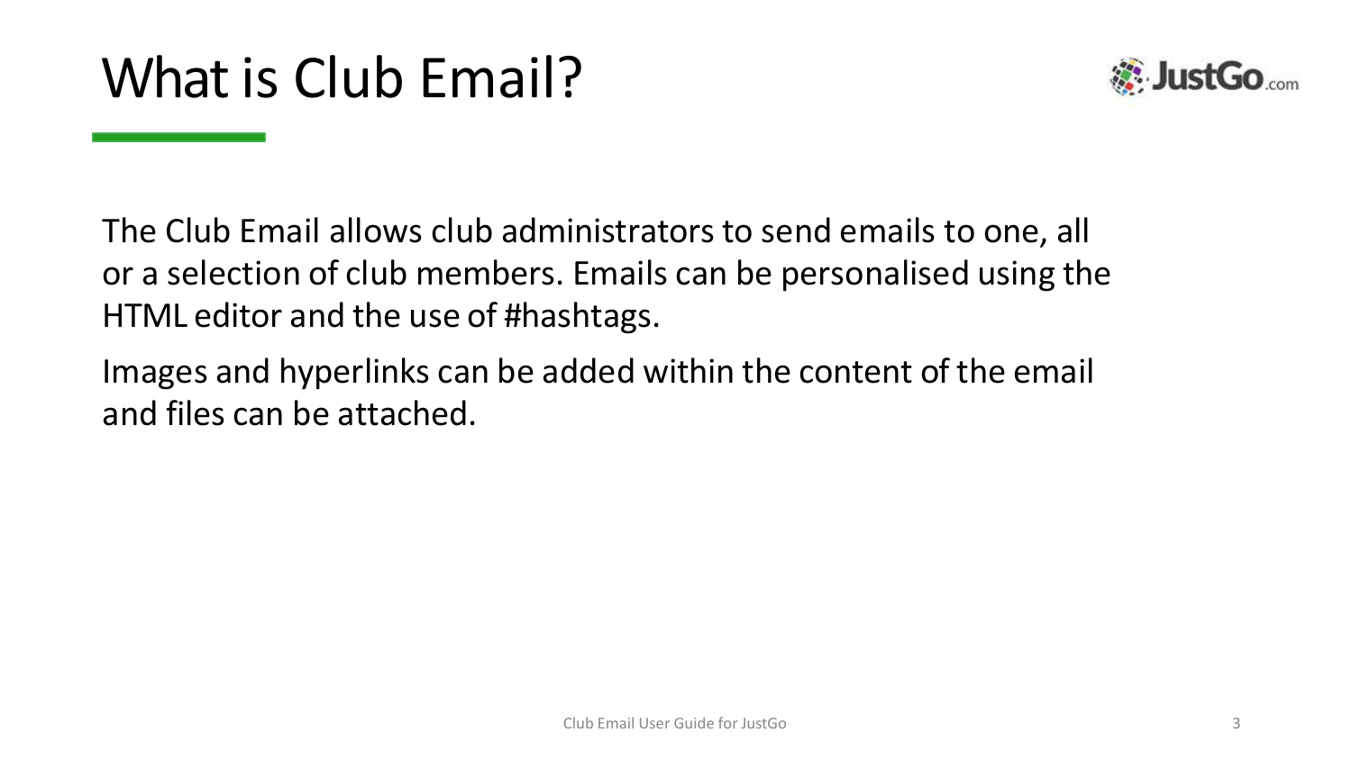# What is Club Email?

The Club Email allows club administrators to send emails to one, all or a selection of club members. Emails can be personalised using the HTML editor and the use of #hashtags.

Images and hyperlinks can be added within the content of the email and files can be attached.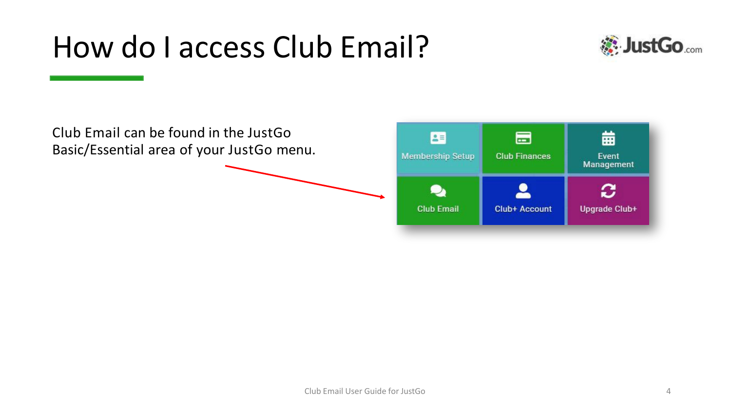# How do I access Club Email?

Club Email can be found in the JustGo Basic/Essential area of your JustGo menu.

| Membership Setup | Club Finances | Event Management |
| --- | --- | --- |
| Club Email | Club+ Account | Upgrade Club+ |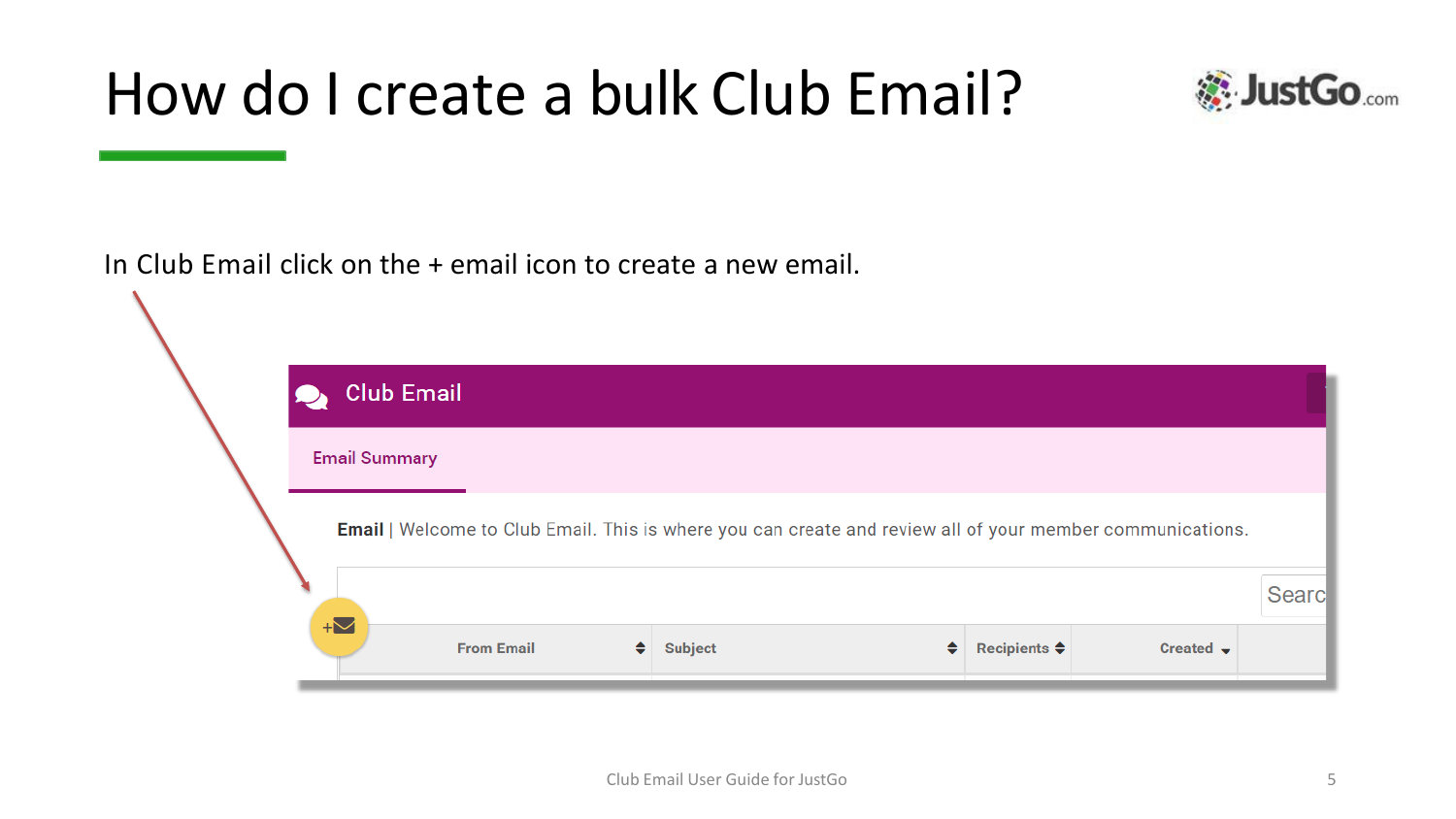# How do I create a bulk Club Email?

In Club Email click on the + email icon to create a new email.

Club Email

Email Summary

**Email** | Welcome to Club Email. This is where you can create and review all of your member communications.

| From Email | Subject | Recipients | Created |
|---|---|---|---|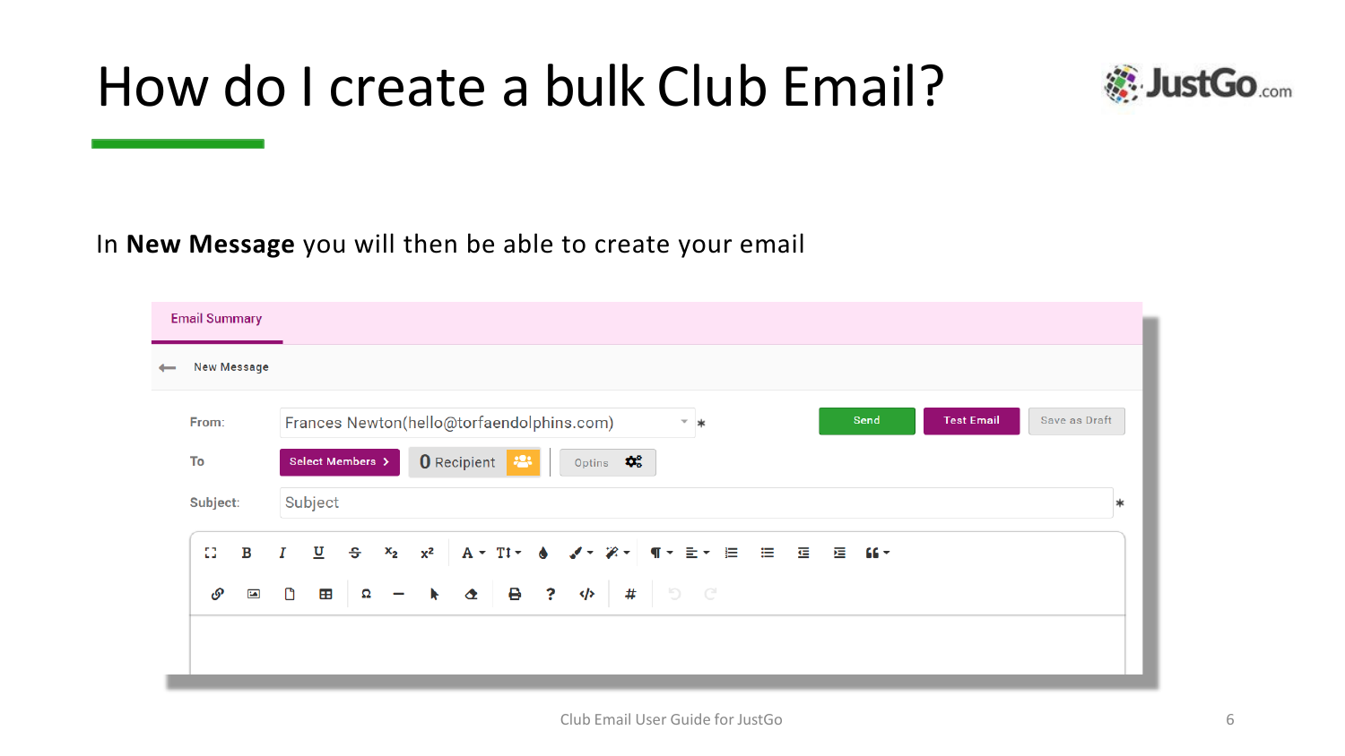# How do I create a bulk Club Email?

In **New Message** you will then be able to create your email

Email Summary

New Message

From: Frances Newton(hello@torfaendolphins.com) *

Send | Test Email | Save as Draft

To | Select Members | 0 Recipient | Optins

Subject: Subject *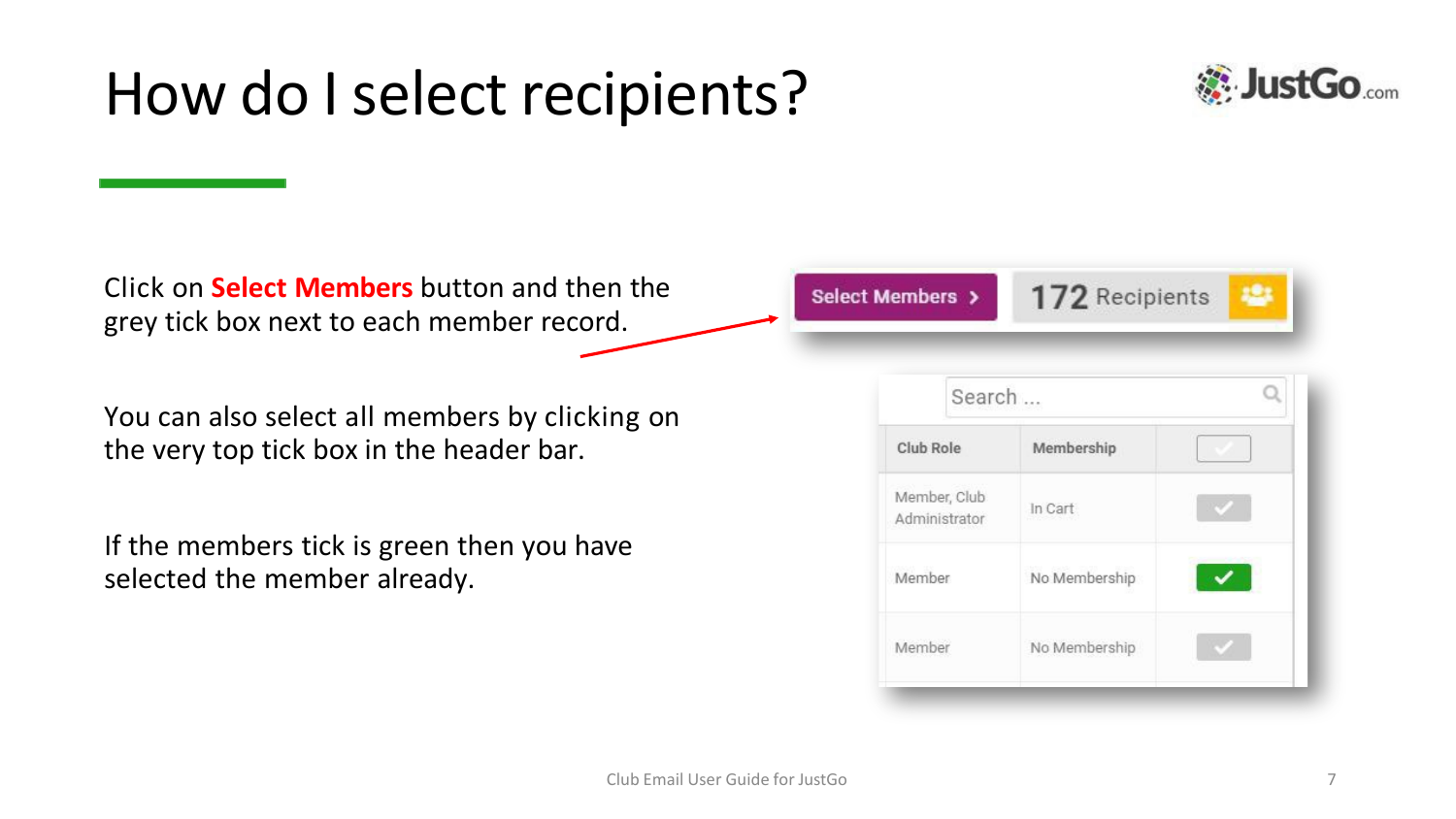# How do I select recipients?

Click on **Select Members** button and then the grey tick box next to each member record.

You can also select all members by clicking on the very top tick box in the header bar.

If the members tick is green then you have selected the member already.

Select Members > | 172 Recipients

Search ...

| Club Role | Membership | |
|---|---|---|
| Member, Club Administrator | In Cart | |
| Member | No Membership | ✓ |
| Member | No Membership | |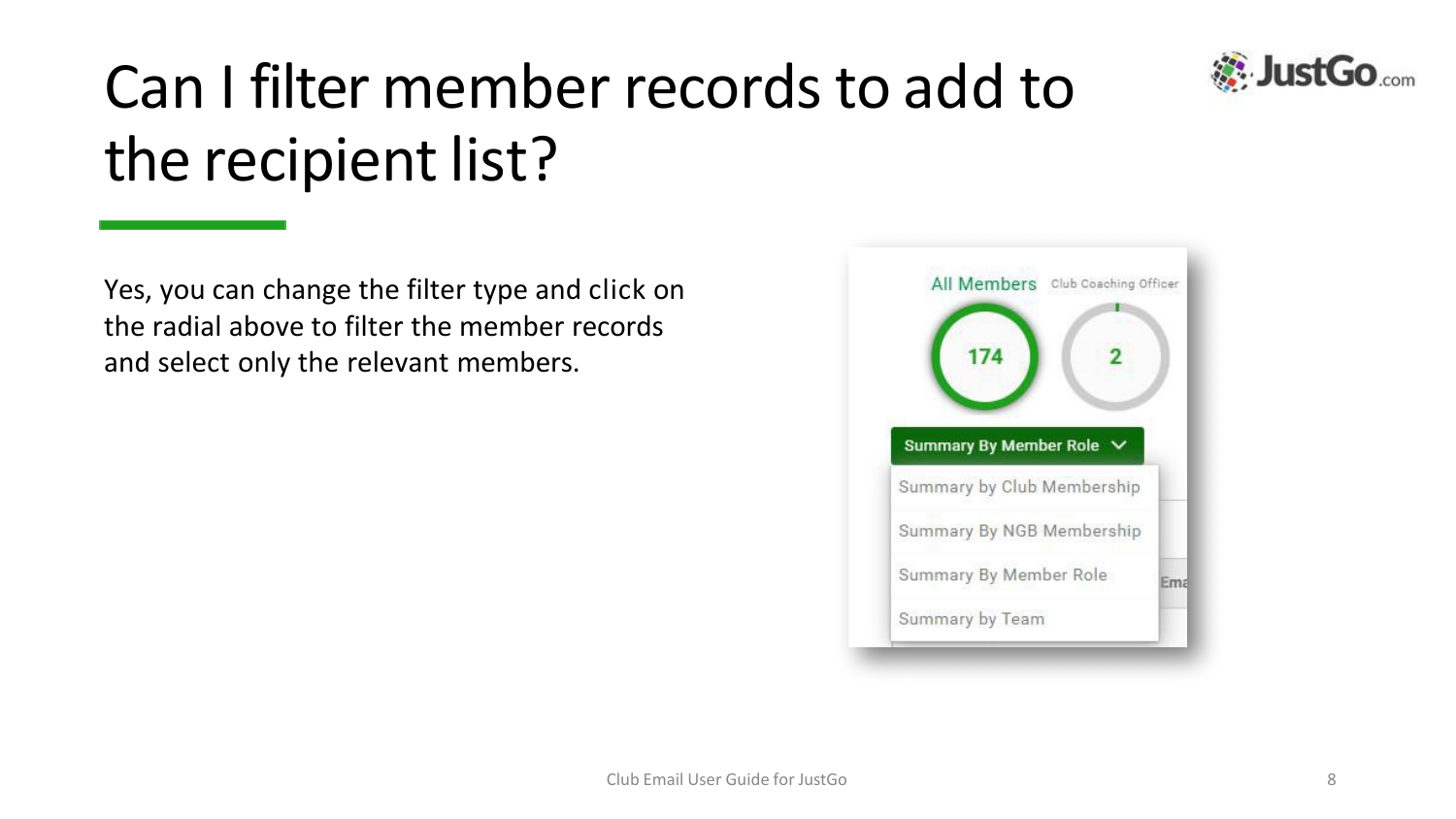# Can I filter member records to add to the recipient list?

Yes, you can change the filter type and click on the radial above to filter the member records and select only the relevant members.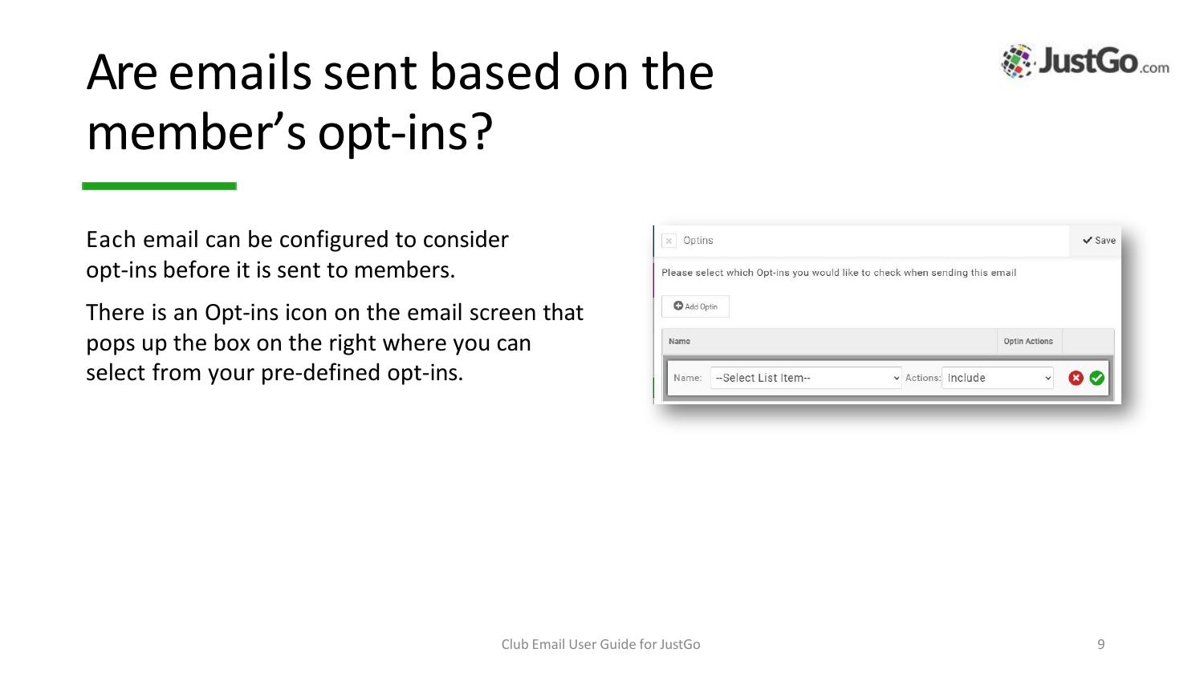# Are emails sent based on the member's opt-ins?

Each email can be configured to consider opt-ins before it is sent to members.

There is an Opt-ins icon on the email screen that pops up the box on the right where you can select from your pre-defined opt-ins.

Optins

✓ Save

Please select which Opt-ins you would like to check when sending this email

Add Optin

| Name | Optin Actions |
| --- | --- |
| Name: --Select List Item-- | Actions: Include |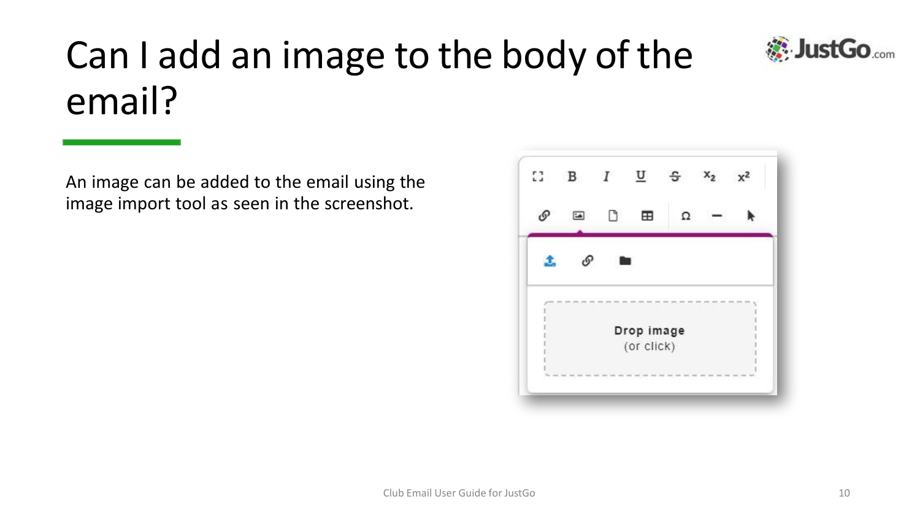# Can I add an image to the body of the email?

An image can be added to the email using the image import tool as seen in the screenshot.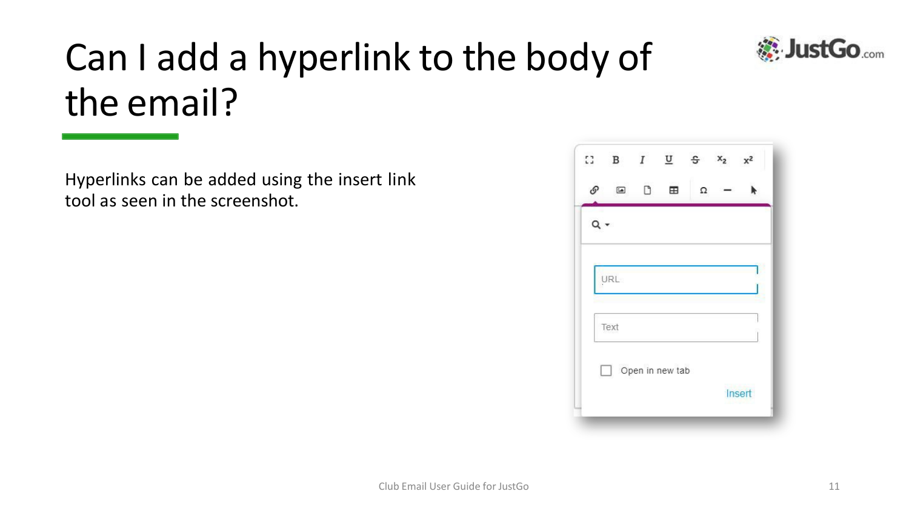# Can I add a hyperlink to the body of the email?

Hyperlinks can be added using the insert link tool as seen in the screenshot.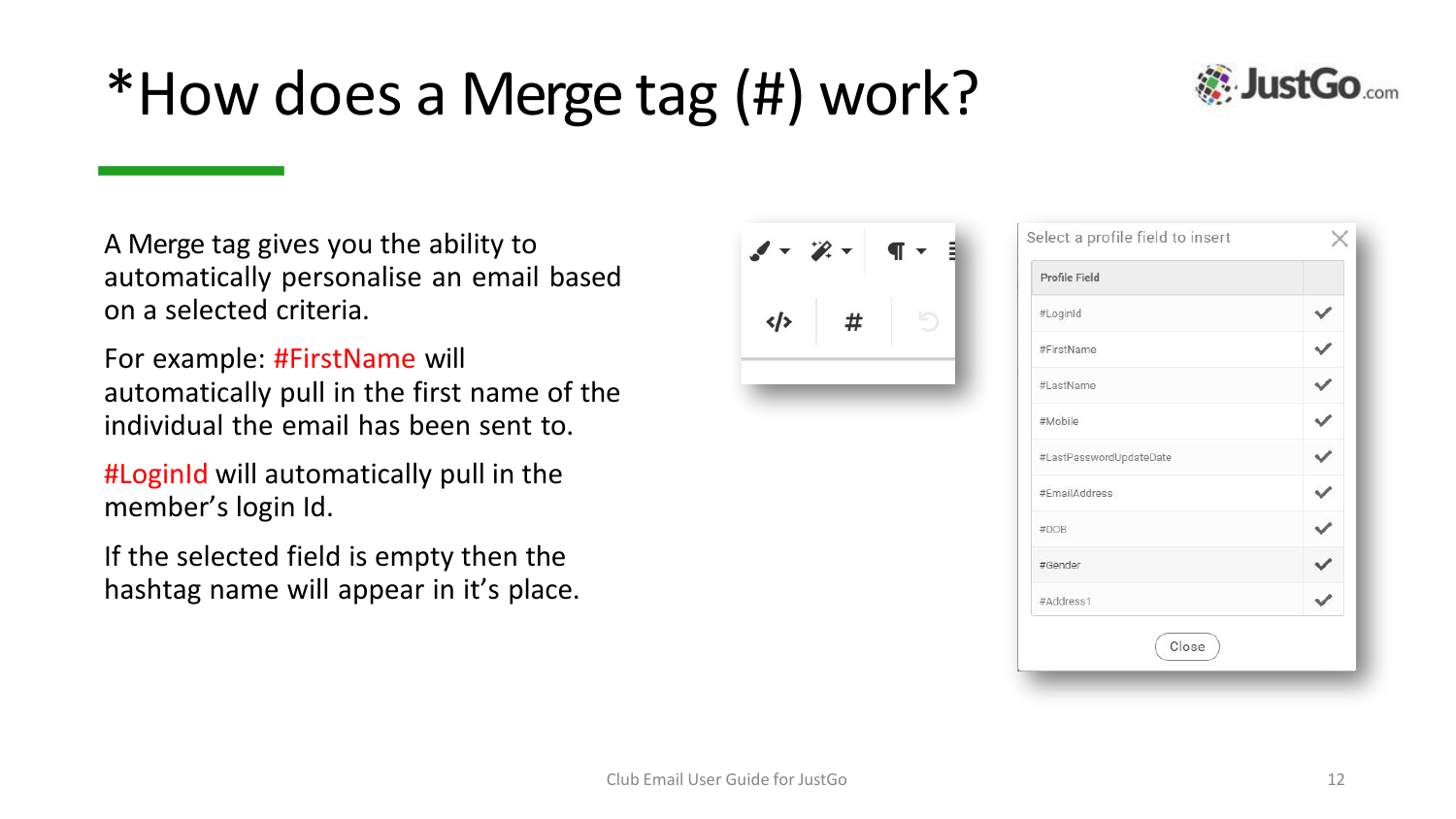# *How does a Merge tag (#) work?

A Merge tag gives you the ability to automatically personalise an email based on a selected criteria.

For example: #FirstName will automatically pull in the first name of the individual the email has been sent to.

#LoginId will automatically pull in the member's login Id.

If the selected field is empty then the hashtag name will appear in it's place.

Select a profile field to insert

| Profile Field | |
|---|---|
| #LoginId | ✓ |
| #FirstName | ✓ |
| #LastName | ✓ |
| #Mobile | ✓ |
| #LastPasswordUpdateDate | ✓ |
| #EmailAddress | ✓ |
| #DOB | ✓ |
| #Gender | ✓ |
| #Address1 | ✓ |

Close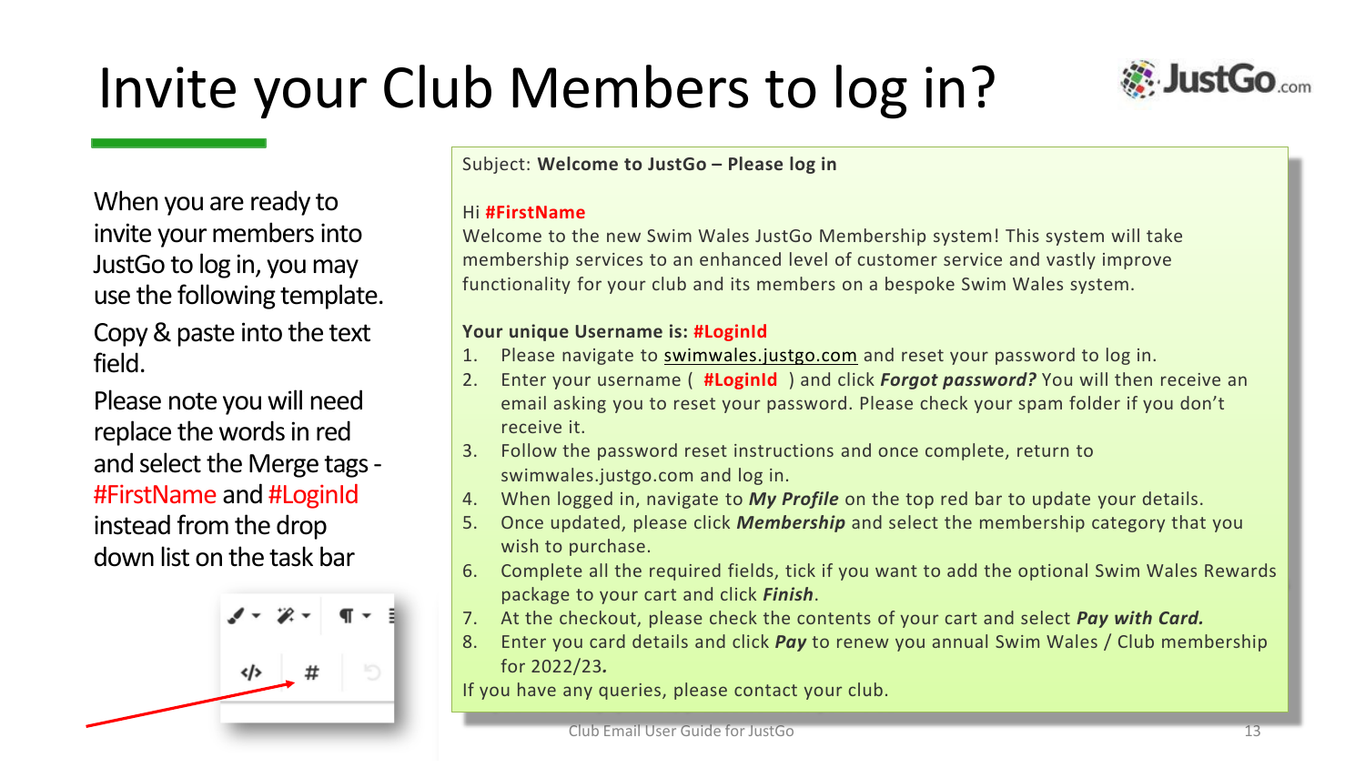# Invite your Club Members to log in?

When you are ready to invite your members into JustGo to log in, you may use the following template.

Copy & paste into the text field.

Please note you will need replace the words in red and select the Merge tags - #FirstName and #LoginId instead from the drop down list on the task bar

Subject: **Welcome to JustGo – Please log in**

Hi **#FirstName**

Welcome to the new Swim Wales JustGo Membership system! This system will take membership services to an enhanced level of customer service and vastly improve functionality for your club and its members on a bespoke Swim Wales system.

**Your unique Username is: #LoginId**

1. Please navigate to swimwales.justgo.com and reset your password to log in.
2. Enter your username ( **#LoginId** ) and click ***Forgot password?*** You will then receive an email asking you to reset your password. Please check your spam folder if you don't receive it.
3. Follow the password reset instructions and once complete, return to swimwales.justgo.com and log in.
4. When logged in, navigate to ***My Profile*** on the top red bar to update your details.
5. Once updated, please click ***Membership*** and select the membership category that you wish to purchase.
6. Complete all the required fields, tick if you want to add the optional Swim Wales Rewards package to your cart and click ***Finish***.
7. At the checkout, please check the contents of your cart and select ***Pay with Card.***
8. Enter you card details and click ***Pay*** to renew you annual Swim Wales / Club membership for 2022/23***.***

If you have any queries, please contact your club.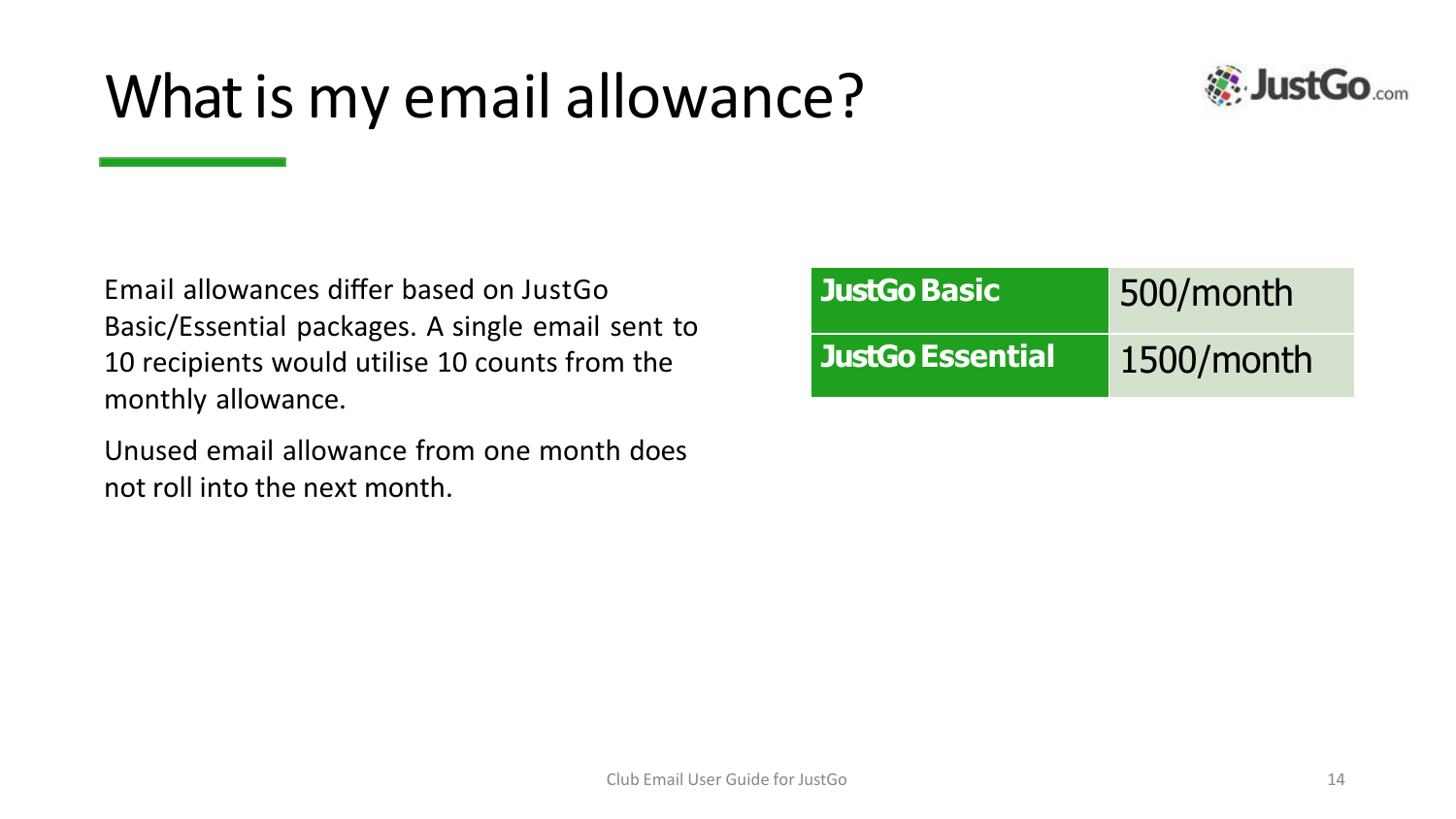# What is my email allowance?

Email allowances differ based on JustGo Basic/Essential packages. A single email sent to 10 recipients would utilise 10 counts from the monthly allowance.

Unused email allowance from one month does not roll into the next month.

| | |
|---|---|
| **JustGo Basic** | 500/month |
| **JustGo Essential** | 1500/month |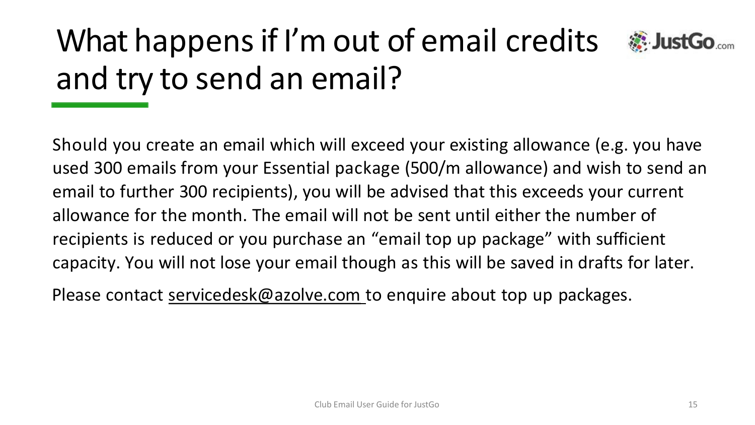# What happens if I'm out of email credits and try to send an email?

Should you create an email which will exceed your existing allowance (e.g. you have used 300 emails from your Essential package (500/m allowance) and wish to send an email to further 300 recipients), you will be advised that this exceeds your current allowance for the month. The email will not be sent until either the number of recipients is reduced or you purchase an "email top up package" with sufficient capacity. You will not lose your email though as this will be saved in drafts for later.

Please contact servicedesk@azolve.com to enquire about top up packages.